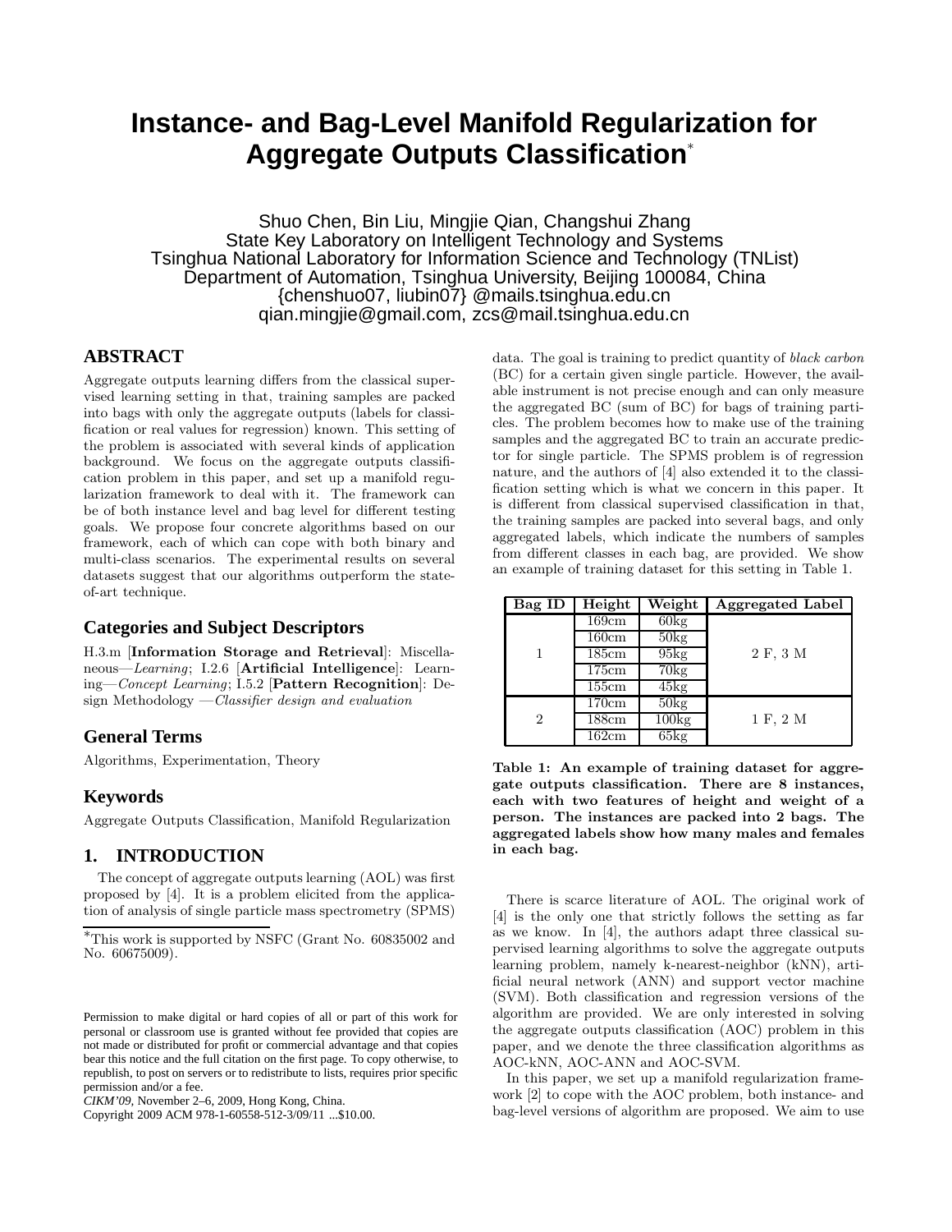# Instance- and Bag-Level Manifold Regularization for Aggregate Outputs Classification*

Shuo Chen, Bin Liu, Mingjie Qian, Changshui Zhang
State Key Laboratory on Intelligent Technology and Systems
Tsinghua National Laboratory for Information Science and Technology (TNList)
Department of Automation, Tsinghua University, Beijing 100084, China
{chenshuo07, liubin07} @mails.tsinghua.edu.cn
qian.mingjie@gmail.com, zcs@mail.tsinghua.edu.cn

## ABSTRACT

Aggregate outputs learning differs from the classical supervised learning setting in that, training samples are packed into bags with only the aggregate outputs (labels for classification or real values for regression) known. This setting of the problem is associated with several kinds of application background. We focus on the aggregate outputs classification problem in this paper, and set up a manifold regularization framework to deal with it. The framework can be of both instance level and bag level for different testing goals. We propose four concrete algorithms based on our framework, each of which can cope with both binary and multi-class scenarios. The experimental results on several datasets suggest that our algorithms outperform the state-of-art technique.

### Categories and Subject Descriptors

H.3.m [**Information Storage and Retrieval**]: Miscellaneous—*Learning*; I.2.6 [**Artificial Intelligence**]: Learning—*Concept Learning*; I.5.2 [**Pattern Recognition**]: Design Methodology —*Classifier design and evaluation*

### General Terms

Algorithms, Experimentation, Theory

### Keywords

Aggregate Outputs Classification, Manifold Regularization

## 1. INTRODUCTION

The concept of aggregate outputs learning (AOL) was first proposed by [4]. It is a problem elicited from the application of analysis of single particle mass spectrometry (SPMS) data. The goal is training to predict quantity of *black carbon* (BC) for a certain given single particle. However, the available instrument is not precise enough and can only measure the aggregated BC (sum of BC) for bags of training particles. The problem becomes how to make use of the training samples and the aggregated BC to train an accurate predictor for single particle. The SPMS problem is of regression nature, and the authors of [4] also extended it to the classification setting which is what we concern in this paper. It is different from classical supervised classification in that, the training samples are packed into several bags, and only aggregated labels, which indicate the numbers of samples from different classes in each bag, are provided. We show an example of training dataset for this setting in Table 1.

| Bag ID | Height | Weight | Aggregated Label |
|---|---|---|---|
| 1 | 169cm | 60kg | 2 F, 3 M |
| | 160cm | 50kg | |
| | 185cm | 95kg | |
| | 175cm | 70kg | |
| | 155cm | 45kg | |
| 2 | 170cm | 50kg | 1 F, 2 M |
| | 188cm | 100kg | |
| | 162cm | 65kg | |

**Table 1: An example of training dataset for aggregate outputs classification. There are 8 instances, each with two features of height and weight of a person. The instances are packed into 2 bags. The aggregated labels show how many males and females in each bag.**

There is scarce literature of AOL. The original work of [4] is the only one that strictly follows the setting as far as we know. In [4], the authors adapt three classical supervised learning algorithms to solve the aggregate outputs learning problem, namely k-nearest-neighbor (kNN), artificial neural network (ANN) and support vector machine (SVM). Both classification and regression versions of the algorithm are provided. We are only interested in solving the aggregate outputs classification (AOC) problem in this paper, and we denote the three classification algorithms as AOC-kNN, AOC-ANN and AOC-SVM.

In this paper, we set up a manifold regularization framework [2] to cope with the AOC problem, both instance- and bag-level versions of algorithm are proposed. We aim to use

*This work is supported by NSFC (Grant No. 60835002 and No. 60675009).

Permission to make digital or hard copies of all or part of this work for personal or classroom use is granted without fee provided that copies are not made or distributed for profit or commercial advantage and that copies bear this notice and the full citation on the first page. To copy otherwise, to republish, to post on servers or to redistribute to lists, requires prior specific permission and/or a fee.
*CIKM'09*, November 2–6, 2009, Hong Kong, China.
Copyright 2009 ACM 978-1-60558-512-3/09/11 ...$10.00.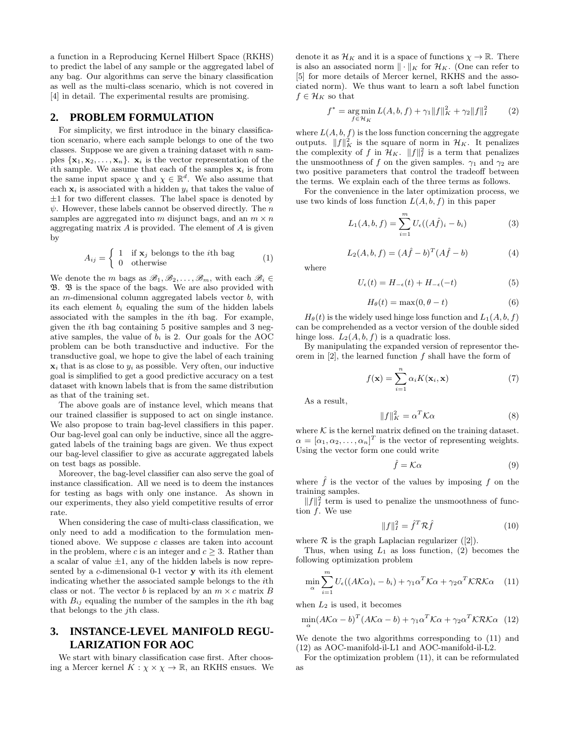a function in a Reproducing Kernel Hilbert Space (RKHS) to predict the label of any sample or the aggregated label of any bag. Our algorithms can serve the binary classification as well as the multi-class scenario, which is not covered in [4] in detail. The experimental results are promising.

## 2. PROBLEM FORMULATION

For simplicity, we first introduce in the binary classification scenario, where each sample belongs to one of the two classes. Suppose we are given a training dataset with $n$ samples $\{\mathbf{x}_1, \mathbf{x}_2, \ldots, \mathbf{x}_n\}$. $\mathbf{x}_i$ is the vector representation of the $i$th sample. We assume that each of the samples $\mathbf{x}_i$ is from the same input space $\chi$ and $\chi \in \mathbb{R}^d$. We also assume that each $\mathbf{x}_i$ is associated with a hidden $y_i$ that takes the value of $\pm 1$ for two different classes. The label space is denoted by $\psi$. However, these labels cannot be observed directly. The $n$ samples are aggregated into $m$ disjunct bags, and an $m \times n$ aggregating matrix $A$ is provided. The element of $A$ is given by

$$A_{ij} = \begin{cases} 1 & \text{if } \mathbf{x}_j \text{ belongs to the } i\text{th bag} \\ 0 & \text{otherwise} \end{cases} \tag{1}$$

We denote the $m$ bags as $\mathscr{B}_1, \mathscr{B}_2, \ldots, \mathscr{B}_m$, with each $\mathscr{B}_i \in \mathfrak{B}$. $\mathfrak{B}$ is the space of the bags. We are also provided with an $m$-dimensional column aggregated labels vector $b$, with its each element $b_i$ equaling the sum of the hidden labels associated with the samples in the $i$th bag. For example, given the $i$th bag containing 5 positive samples and 3 negative samples, the value of $b_i$ is 2. Our goals for the AOC problem can be both transductive and inductive. For the transductive goal, we hope to give the label of each training $\mathbf{x}_i$ that is as close to $y_i$ as possible. Very often, our inductive goal is simplified to get a good predictive accuracy on a test dataset with known labels that is from the same distribution as that of the training set.

The above goals are of instance level, which means that our trained classifier is supposed to act on single instance. We also propose to train bag-level classifiers in this paper. Our bag-level goal can only be inductive, since all the aggregated labels of the training bags are given. We thus expect our bag-level classifier to give as accurate aggregated labels on test bags as possible.

Moreover, the bag-level classifier can also serve the goal of instance classification. All we need is to deem the instances for testing as bags with only one instance. As shown in our experiments, they also yield competitive results of error rate.

When considering the case of multi-class classification, we only need to add a modification to the formulation mentioned above. We suppose $c$ classes are taken into account in the problem, where $c$ is an integer and $c \geq 3$. Rather than a scalar of value $\pm 1$, any of the hidden labels is now represented by a $c$-dimensional 0-1 vector $\mathbf{y}$ with its $i$th element indicating whether the associated sample belongs to the $i$th class or not. The vector $b$ is replaced by an $m \times c$ matrix $B$ with $B_{ij}$ equaling the number of the samples in the $i$th bag that belongs to the $j$th class.

## 3. INSTANCE-LEVEL MANIFOLD REGULARIZATION FOR AOC

We start with binary classification case first. After choosing a Mercer kernel $K : \chi \times \chi \to \mathbb{R}$, an RKHS ensues. We denote it as $\mathcal{H}_K$ and it is a space of functions $\chi \to \mathbb{R}$. There is also an associated norm $\|\cdot\|_K$ for $\mathcal{H}_K$. (One can refer to [5] for more details of Mercer kernel, RKHS and the associated norm). We thus want to learn a soft label function $f \in \mathcal{H}_K$ so that

$$f^* = \underset{f \in \mathcal{H}_K}{\arg\min}\, L(A, b, f) + \gamma_1 \|f\|_K^2 + \gamma_2 \|f\|_I^2 \tag{2}$$

where $L(A, b, f)$ is the loss function concerning the aggregate outputs. $\|f\|_K^2$ is the square of norm in $\mathcal{H}_K$. It penalizes the complexity of $f$ in $\mathcal{H}_K$. $\|f\|_I^2$ is a term that penalizes the unsmoothness of $f$ on the given samples. $\gamma_1$ and $\gamma_2$ are two positive parameters that control the tradeoff between the terms. We explain each of the three terms as follows.

For the convenience in the later optimization process, we use two kinds of loss function $L(A, b, f)$ in this paper

$$L_1(A, b, f) = \sum_{i=1}^{m} U_\epsilon((A\hat{f})_i - b_i) \tag{3}$$

$$L_2(A, b, f) = (A\hat{f} - b)^T (A\hat{f} - b) \tag{4}$$

where

$$U_\epsilon(t) = H_{-\epsilon}(t) + H_{-\epsilon}(-t) \tag{5}$$

$$H_\theta(t) = \max(0, \theta - t) \tag{6}$$

$H_\theta(t)$ is the widely used hinge loss function and $L_1(A, b, f)$ can be comprehended as a vector version of the double sided hinge loss. $L_2(A, b, f)$ is a quadratic loss.

By manipulating the expanded version of representor theorem in [2], the learned function $f$ shall have the form of

$$f(\mathbf{x}) = \sum_{i=1}^{n} \alpha_i K(\mathbf{x}_i, \mathbf{x}) \tag{7}$$

As a result,

$$\|f\|_K^2 = \alpha^T \mathcal{K} \alpha \tag{8}$$

where $\mathcal{K}$ is the kernel matrix defined on the training dataset. $\alpha = [\alpha_1, \alpha_2, \ldots, \alpha_n]^T$ is the vector of representing weights. Using the vector form one could write

$$\hat{f} = \mathcal{K}\alpha \tag{9}$$

where $\hat{f}$ is the vector of the values by imposing $f$ on the training samples.

$\|f\|_I^2$ term is used to penalize the unsmoothness of function $f$. We use

$$\|f\|_I^2 = \hat{f}^T \mathcal{R} \hat{f} \tag{10}$$

where $\mathcal{R}$ is the graph Laplacian regularizer ([2]).

Thus, when using $L_1$ as loss function, (2) becomes the following optimization problem

$$\min_{\alpha} \sum_{i=1}^{m} U_\epsilon((A\mathcal{K}\alpha)_i - b_i) + \gamma_1 \alpha^T \mathcal{K} \alpha + \gamma_2 \alpha^T \mathcal{K} \mathcal{R} \mathcal{K} \alpha \tag{11}$$

when $L_2$ is used, it becomes

$$\min_{\alpha} (A\mathcal{K}\alpha - b)^T (A\mathcal{K}\alpha - b) + \gamma_1 \alpha^T \mathcal{K} \alpha + \gamma_2 \alpha^T \mathcal{K} \mathcal{R} \mathcal{K} \alpha \tag{12}$$

We denote the two algorithms corresponding to (11) and (12) as AOC-manifold-il-L1 and AOC-manifold-il-L2.

For the optimization problem (11), it can be reformulated as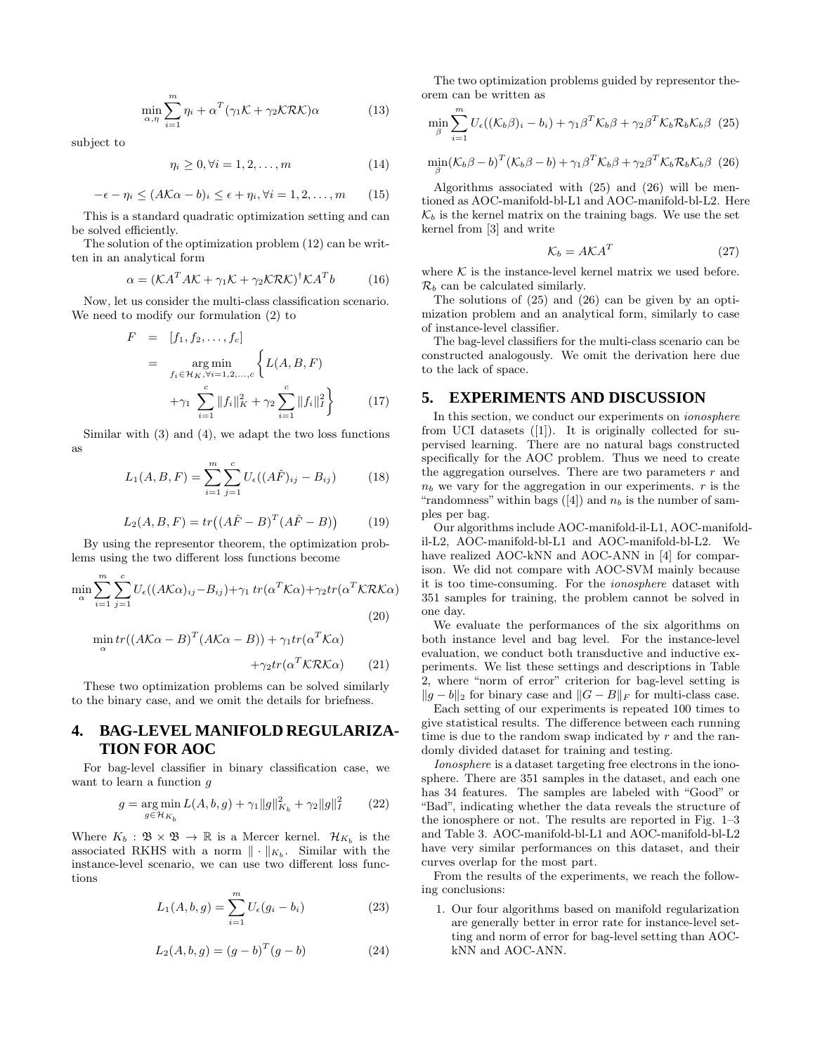$$\min_{\alpha,\eta} \sum_{i=1}^{m} \eta_i + \alpha^T(\gamma_1 \mathcal{K} + \gamma_2 \mathcal{K}\mathcal{R}\mathcal{K})\alpha \tag{13}$$

subject to

$$\eta_i \geq 0, \forall i = 1, 2, \ldots, m \tag{14}$$

$$-\epsilon - \eta_i \leq (A\mathcal{K}\alpha - b)_i \leq \epsilon + \eta_i, \forall i = 1, 2, \ldots, m \tag{15}$$

This is a standard quadratic optimization setting and can be solved efficiently.

The solution of the optimization problem (12) can be written in an analytical form

$$\alpha = (\mathcal{K}A^T A\mathcal{K} + \gamma_1 \mathcal{K} + \gamma_2 \mathcal{K}\mathcal{R}\mathcal{K})^{\dagger} \mathcal{K}A^T b \tag{16}$$

Now, let us consider the multi-class classification scenario. We need to modify our formulation (2) to

$$\begin{aligned} F &= [f_1, f_2, \ldots, f_c] \\ &= \underset{f_i \in \mathcal{H}_K, \forall i=1,2,\ldots,c}{\arg\min} \Bigg\{ L(A, B, F) \\ &\quad + \gamma_1 \sum_{i=1}^{c} \|f_i\|_K^2 + \gamma_2 \sum_{i=1}^{c} \|f_i\|_I^2 \Bigg\} \end{aligned} \tag{17}$$

Similar with (3) and (4), we adapt the two loss functions as

$$L_1(A, B, F) = \sum_{i=1}^{m} \sum_{j=1}^{c} U_\epsilon((A\hat{F})_{ij} - B_{ij}) \tag{18}$$

$$L_2(A, B, F) = tr\big((A\hat{F} - B)^T (A\hat{F} - B)\big) \tag{19}$$

By using the representor theorem, the optimization problems using the two different loss functions become

$$\min_{\alpha} \sum_{i=1}^{m} \sum_{j=1}^{c} U_\epsilon((A\mathcal{K}\alpha)_{ij} - B_{ij}) + \gamma_1\, tr(\alpha^T \mathcal{K}\alpha) + \gamma_2 tr(\alpha^T \mathcal{K}\mathcal{R}\mathcal{K}\alpha) \tag{20}$$

$$\min_{\alpha} tr((A\mathcal{K}\alpha - B)^T (A\mathcal{K}\alpha - B)) + \gamma_1 tr(\alpha^T \mathcal{K}\alpha) + \gamma_2 tr(\alpha^T \mathcal{K}\mathcal{R}\mathcal{K}\alpha) \tag{21}$$

These two optimization problems can be solved similarly to the binary case, and we omit the details for briefness.

# 4. BAG-LEVEL MANIFOLD REGULARIZATION FOR AOC

For bag-level classifier in binary classification case, we want to learn a function $g$

$$g = \underset{g \in \mathcal{H}_{K_b}}{\arg\min}\, L(A, b, g) + \gamma_1 \|g\|_{K_b}^2 + \gamma_2 \|g\|_I^2 \tag{22}$$

Where $K_b : \mathfrak{B} \times \mathfrak{B} \to \mathbb{R}$ is a Mercer kernel. $\mathcal{H}_{K_b}$ is the associated RKHS with a norm $\|\cdot\|_{K_b}$. Similar with the instance-level scenario, we can use two different loss functions

$$L_1(A, b, g) = \sum_{i=1}^{m} U_\epsilon(g_i - b_i) \tag{23}$$

$$L_2(A, b, g) = (g - b)^T (g - b) \tag{24}$$

The two optimization problems guided by representor theorem can be written as

$$\min_{\beta} \sum_{i=1}^{m} U_\epsilon((\mathcal{K}_b \beta)_i - b_i) + \gamma_1 \beta^T \mathcal{K}_b \beta + \gamma_2 \beta^T \mathcal{K}_b \mathcal{R}_b \mathcal{K}_b \beta \tag{25}$$

$$\min_{\beta} (\mathcal{K}_b \beta - b)^T (\mathcal{K}_b \beta - b) + \gamma_1 \beta^T \mathcal{K}_b \beta + \gamma_2 \beta^T \mathcal{K}_b \mathcal{R}_b \mathcal{K}_b \beta \tag{26}$$

Algorithms associated with (25) and (26) will be mentioned as AOC-manifold-bl-L1 and AOC-manifold-bl-L2. Here $\mathcal{K}_b$ is the kernel matrix on the training bags. We use the set kernel from [3] and write

$$\mathcal{K}_b = A\mathcal{K}A^T \tag{27}$$

where $\mathcal{K}$ is the instance-level kernel matrix we used before. $\mathcal{R}_b$ can be calculated similarly.

The solutions of (25) and (26) can be given by an optimization problem and an analytical form, similarly to case of instance-level classifier.

The bag-level classifiers for the multi-class scenario can be constructed analogously. We omit the derivation here due to the lack of space.

# 5. EXPERIMENTS AND DISCUSSION

In this section, we conduct our experiments on *ionosphere* from UCI datasets ([1]). It is originally collected for supervised learning. There are no natural bags constructed specifically for the AOC problem. Thus we need to create the aggregation ourselves. There are two parameters $r$ and $n_b$ we vary for the aggregation in our experiments. $r$ is the "randomness" within bags ([4]) and $n_b$ is the number of samples per bag.

Our algorithms include AOC-manifold-il-L1, AOC-manifold-il-L2, AOC-manifold-bl-L1 and AOC-manifold-bl-L2. We have realized AOC-kNN and AOC-ANN in [4] for comparison. We did not compare with AOC-SVM mainly because it is too time-consuming. For the *ionosphere* dataset with 351 samples for training, the problem cannot be solved in one day.

We evaluate the performances of the six algorithms on both instance level and bag level. For the instance-level evaluation, we conduct both transductive and inductive experiments. We list these settings and descriptions in Table 2, where "norm of error" criterion for bag-level setting is $\|g - b\|_2$ for binary case and $\|G - B\|_F$ for multi-class case.

Each setting of our experiments is repeated 100 times to give statistical results. The difference between each running time is due to the random swap indicated by $r$ and the randomly divided dataset for training and testing.

*Ionosphere* is a dataset targeting free electrons in the ionosphere. There are 351 samples in the dataset, and each one has 34 features. The samples are labeled with "Good" or "Bad", indicating whether the data reveals the structure of the ionosphere or not. The results are reported in Fig. 1–3 and Table 3. AOC-manifold-bl-L1 and AOC-manifold-bl-L2 have very similar performances on this dataset, and their curves overlap for the most part.

From the results of the experiments, we reach the following conclusions:

1. Our four algorithms based on manifold regularization are generally better in error rate for instance-level setting and norm of error for bag-level setting than AOC-kNN and AOC-ANN.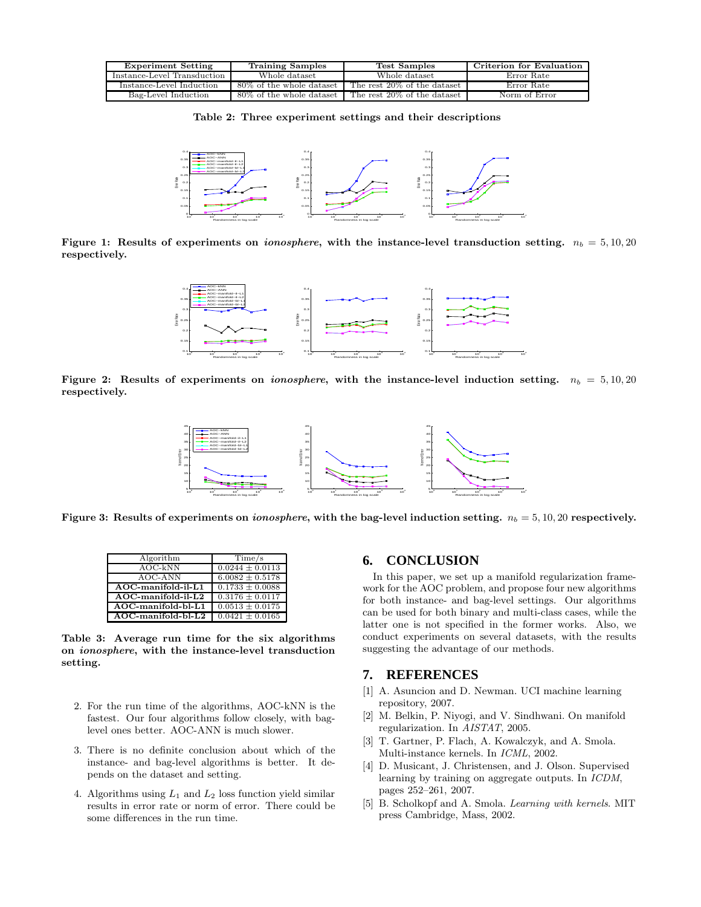| Experiment Setting | Training Samples | Test Samples | Criterion for Evaluation |
|---|---|---|---|
| Instance-Level Transduction | Whole dataset | Whole dataset | Error Rate |
| Instance-Level Induction | 80% of the whole dataset | The rest 20% of the dataset | Error Rate |
| Bag-Level Induction | 80% of the whole dataset | The rest 20% of the dataset | Norm of Error |

**Table 2: Three experiment settings and their descriptions**

AOC−kNN
AOC−ANN
AOC−manifold−il−L1
AOC−manifold−il−L2
AOC−manifold−bl−L1
AOC−manifold−bl−L2
Error Rate
Randomness in log scale

**Figure 1: Results of experiments on *ionosphere*, with the instance-level transduction setting. $n_b = 5, 10, 20$ respectively.**

AOC−kNN
AOC−ANN
AOC−manifold−il−L1
AOC−manifold−il−L2
AOC−manifold−bl−L1
AOC−manifold−bl−L2
Error Rate
Randomness in log scale

**Figure 2: Results of experiments on *ionosphere*, with the instance-level induction setting. $n_b = 5, 10, 20$ respectively.**

AOC−kNN
AOC−ANN
AOC−manifold−il−L1
AOC−manifold−il−L2
AOC−manifold−bl−L1
AOC−manifold−bl−L2
Norm of Error
Randomness in log scale

**Figure 3: Results of experiments on *ionosphere*, with the bag-level induction setting. $n_b = 5, 10, 20$ respectively.**

| Algorithm | Time/s |
|---|---|
| AOC-kNN | $0.0244 \pm 0.0113$ |
| AOC-ANN | $6.0082 \pm 0.5178$ |
| **AOC-manifold-il-L1** | $0.1733 \pm 0.0088$ |
| **AOC-manifold-il-L2** | $0.3176 \pm 0.0117$ |
| **AOC-manifold-bl-L1** | $0.0513 \pm 0.0175$ |
| **AOC-manifold-bl-L2** | $0.0421 \pm 0.0165$ |

**Table 3: Average run time for the six algorithms on *ionosphere*, with the instance-level transduction setting.**

2. For the run time of the algorithms, AOC-kNN is the fastest. Our four algorithms follow closely, with bag-level ones better. AOC-ANN is much slower.

3. There is no definite conclusion about which of the instance- and bag-level algorithms is better. It depends on the dataset and setting.

4. Algorithms using $L_1$ and $L_2$ loss function yield similar results in error rate or norm of error. There could be some differences in the run time.

## 6. CONCLUSION

In this paper, we set up a manifold regularization framework for the AOC problem, and propose four new algorithms for both instance- and bag-level settings. Our algorithms can be used for both binary and multi-class cases, while the latter one is not specified in the former works. Also, we conduct experiments on several datasets, with the results suggesting the advantage of our methods.

## 7. REFERENCES

[1] A. Asuncion and D. Newman. UCI machine learning repository, 2007.

[2] M. Belkin, P. Niyogi, and V. Sindhwani. On manifold regularization. In *AISTAT*, 2005.

[3] T. Gartner, P. Flach, A. Kowalczyk, and A. Smola. Multi-instance kernels. In *ICML*, 2002.

[4] D. Musicant, J. Christensen, and J. Olson. Supervised learning by training on aggregate outputs. In *ICDM*, pages 252–261, 2007.

[5] B. Scholkopf and A. Smola. *Learning with kernels*. MIT press Cambridge, Mass, 2002.